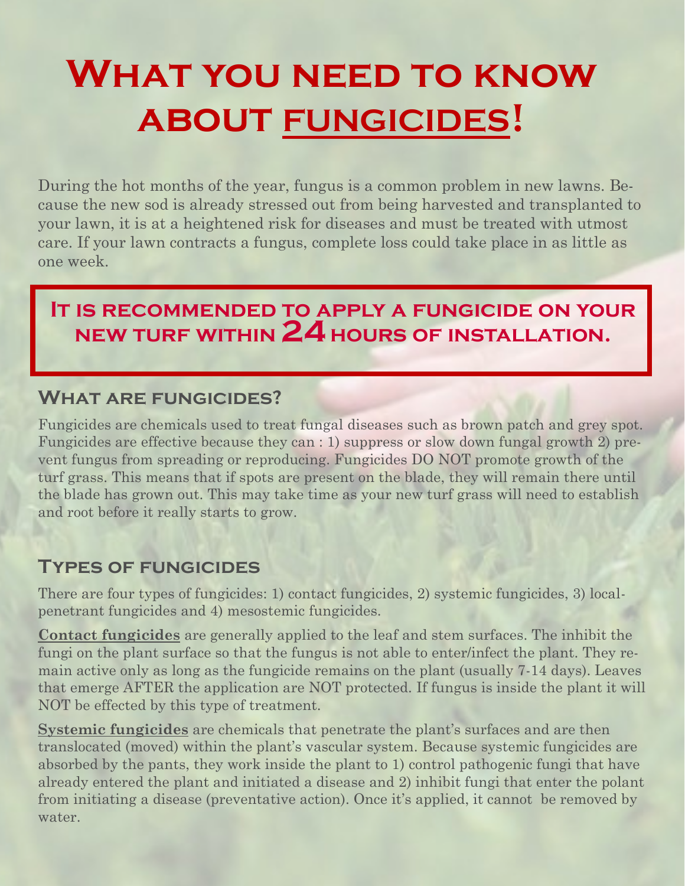# What you need to know about <u>fungicides</u>!

During the hot months of the year, fungus is a common problem in new lawns. Because the new sod is already stressed out from being harvested and transplanted to your lawn, it is at a heightened risk for diseases and must be treated with utmost care. If your lawn contracts a fungus, complete loss could take place in as little as one week.

**It is recommended to apply a fungicide on your new turf within 24 hours of installation.**

## What are fungicides?

Fungicides are chemicals used to treat fungal diseases such as brown patch and grey spot. Fungicides are effective because they can : 1) suppress or slow down fungal growth 2) prevent fungus from spreading or reproducing. Fungicides DO NOT promote growth of the turf grass. This means that if spots are present on the blade, they will remain there until the blade has grown out. This may take time as your new turf grass will need to establish and root before it really starts to grow.

## Types of fungicides

There are four types of fungicides: 1) contact fungicides, 2) systemic fungicides, 3) local-penetrant fungicides and 4) mesostemic fungicides.

**<u>Contact fungicides</u>** are generally applied to the leaf and stem surfaces. The inhibit the fungi on the plant surface so that the fungus is not able to enter/infect the plant. They remain active only as long as the fungicide remains on the plant (usually 7-14 days). Leaves that emerge AFTER the application are NOT protected. If fungus is inside the plant it will NOT be effected by this type of treatment.

**<u>Systemic fungicides</u>** are chemicals that penetrate the plant's surfaces and are then translocated (moved) within the plant's vascular system. Because systemic fungicides are absorbed by the pants, they work inside the plant to 1) control pathogenic fungi that have already entered the plant and initiated a disease and 2) inhibit fungi that enter the polant from initiating a disease (preventative action). Once it's applied, it cannot be removed by water.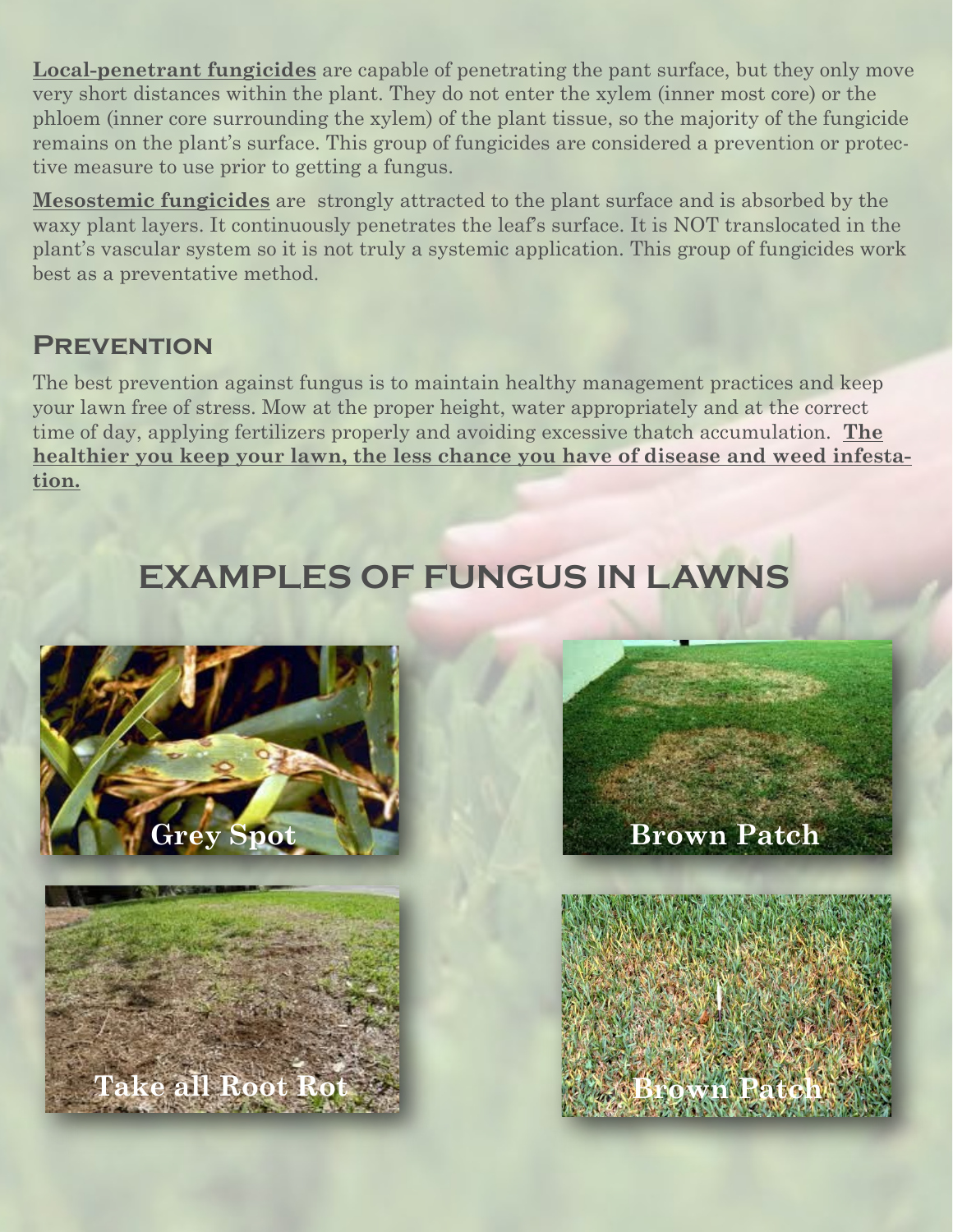**Local-penetrant fungicides** are capable of penetrating the pant surface, but they only move very short distances within the plant. They do not enter the xylem (inner most core) or the phloem (inner core surrounding the xylem) of the plant tissue, so the majority of the fungicide remains on the plant's surface. This group of fungicides are considered a prevention or protective measure to use prior to getting a fungus.

**Mesostemic fungicides** are strongly attracted to the plant surface and is absorbed by the waxy plant layers. It continuously penetrates the leaf's surface. It is NOT translocated in the plant's vascular system so it is not truly a systemic application. This group of fungicides work best as a preventative method.

## Prevention

The best prevention against fungus is to maintain healthy management practices and keep your lawn free of stress. Mow at the proper height, water appropriately and at the correct time of day, applying fertilizers properly and avoiding excessive thatch accumulation. **The healthier you keep your lawn, the less chance you have of disease and weed infestation.**

# EXAMPLES OF FUNGUS IN LAWNS

Grey Spot

Brown Patch

Take all Root Rot

Brown Patch